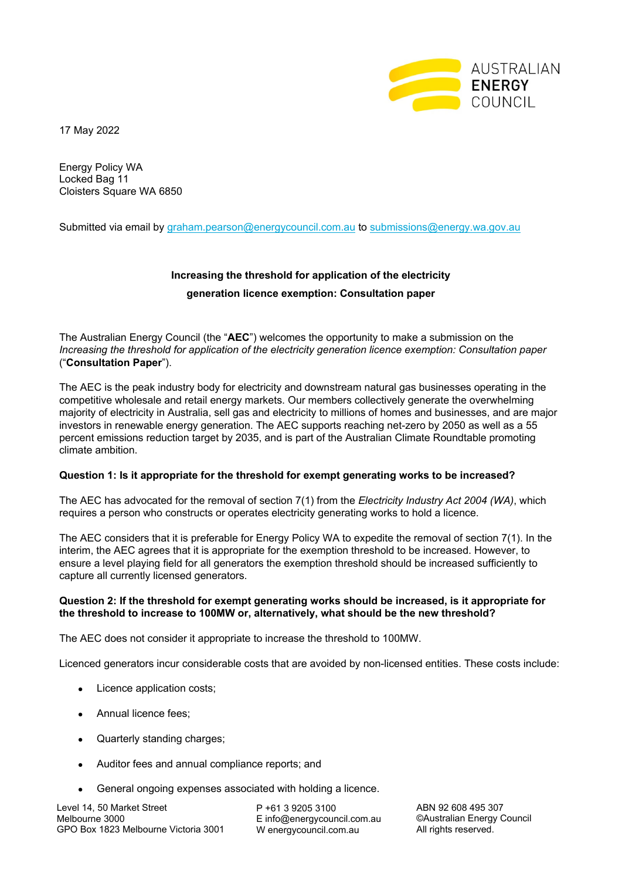AUSTRALIAN ENERGY COUNCIL

17 May 2022

Energy Policy WA
Locked Bag 11
Cloisters Square WA 6850

Submitted via email by graham.pearson@energycouncil.com.au to submissions@energy.wa.gov.au

**Increasing the threshold for application of the electricity generation licence exemption: Consultation paper**

The Australian Energy Council (the "**AEC**") welcomes the opportunity to make a submission on the *Increasing the threshold for application of the electricity generation licence exemption: Consultation paper* ("**Consultation Paper**").

The AEC is the peak industry body for electricity and downstream natural gas businesses operating in the competitive wholesale and retail energy markets. Our members collectively generate the overwhelming majority of electricity in Australia, sell gas and electricity to millions of homes and businesses, and are major investors in renewable energy generation. The AEC supports reaching net-zero by 2050 as well as a 55 percent emissions reduction target by 2035, and is part of the Australian Climate Roundtable promoting climate ambition.

**Question 1: Is it appropriate for the threshold for exempt generating works to be increased?**

The AEC has advocated for the removal of section 7(1) from the *Electricity Industry Act 2004 (WA)*, which requires a person who constructs or operates electricity generating works to hold a licence.

The AEC considers that it is preferable for Energy Policy WA to expedite the removal of section 7(1). In the interim, the AEC agrees that it is appropriate for the exemption threshold to be increased. However, to ensure a level playing field for all generators the exemption threshold should be increased sufficiently to capture all currently licensed generators.

**Question 2: If the threshold for exempt generating works should be increased, is it appropriate for the threshold to increase to 100MW or, alternatively, what should be the new threshold?**

The AEC does not consider it appropriate to increase the threshold to 100MW.

Licenced generators incur considerable costs that are avoided by non-licensed entities. These costs include:

- Licence application costs;
- Annual licence fees;
- Quarterly standing charges;
- Auditor fees and annual compliance reports; and
- General ongoing expenses associated with holding a licence.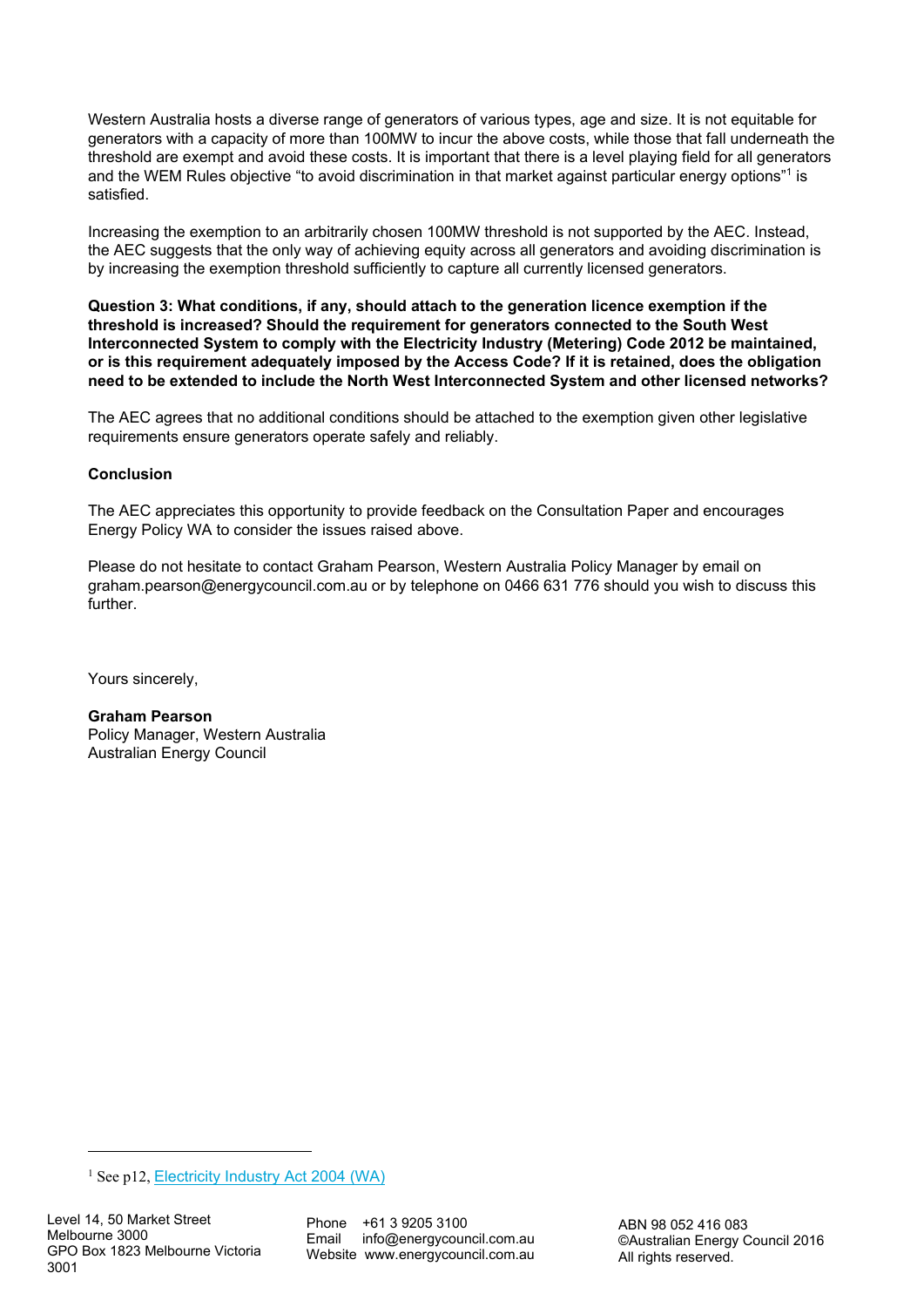Western Australia hosts a diverse range of generators of various types, age and size. It is not equitable for generators with a capacity of more than 100MW to incur the above costs, while those that fall underneath the threshold are exempt and avoid these costs. It is important that there is a level playing field for all generators and the WEM Rules objective "to avoid discrimination in that market against particular energy options"[1] is satisfied.

Increasing the exemption to an arbitrarily chosen 100MW threshold is not supported by the AEC. Instead, the AEC suggests that the only way of achieving equity across all generators and avoiding discrimination is by increasing the exemption threshold sufficiently to capture all currently licensed generators.

**Question 3: What conditions, if any, should attach to the generation licence exemption if the threshold is increased? Should the requirement for generators connected to the South West Interconnected System to comply with the Electricity Industry (Metering) Code 2012 be maintained, or is this requirement adequately imposed by the Access Code? If it is retained, does the obligation need to be extended to include the North West Interconnected System and other licensed networks?**

The AEC agrees that no additional conditions should be attached to the exemption given other legislative requirements ensure generators operate safely and reliably.

**Conclusion**

The AEC appreciates this opportunity to provide feedback on the Consultation Paper and encourages Energy Policy WA to consider the issues raised above.

Please do not hesitate to contact Graham Pearson, Western Australia Policy Manager by email on graham.pearson@energycouncil.com.au or by telephone on 0466 631 776 should you wish to discuss this further.

Yours sincerely,

**Graham Pearson**
Policy Manager, Western Australia
Australian Energy Council

[1] See p12, Electricity Industry Act 2004 (WA)

Level 14, 50 Market Street
Melbourne 3000
GPO Box 1823 Melbourne Victoria 3001

Phone +61 3 9205 3100
Email info@energycouncil.com.au
Website www.energycouncil.com.au

ABN 98 052 416 083
©Australian Energy Council 2016
All rights reserved.